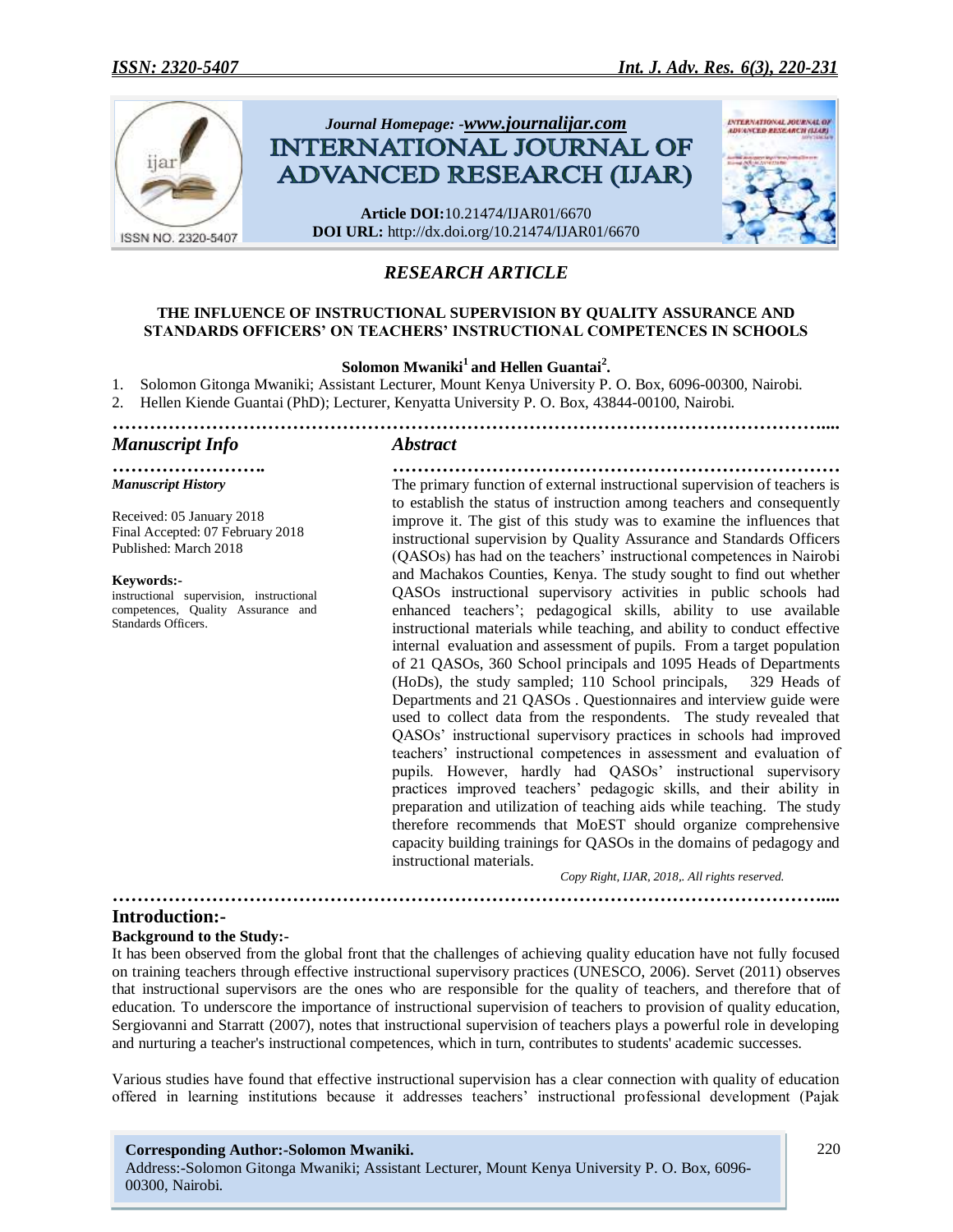*Journal Homepage: -www.journalijar.com*

# INTERNATIONAL JOURNAL OF ADVANCED RESEARCH (IJAR)

**Article DOI:**10.21474/IJAR01/6670
**DOI URL:** http://dx.doi.org/10.21474/IJAR01/6670

## *RESEARCH ARTICLE*

### THE INFLUENCE OF INSTRUCTIONAL SUPERVISION BY QUALITY ASSURANCE AND STANDARDS OFFICERS' ON TEACHERS' INSTRUCTIONAL COMPETENCES IN SCHOOLS

**Solomon Mwaniki[1] and Hellen Guantai[2].**

1. Solomon Gitonga Mwaniki; Assistant Lecturer, Mount Kenya University P. O. Box, 6096-00300, Nairobi.
2. Hellen Kiende Guantai (PhD); Lecturer, Kenyatta University P. O. Box, 43844-00100, Nairobi.

### *Manuscript Info*

***Manuscript History***

Received: 05 January 2018
Final Accepted: 07 February 2018
Published: March 2018

**Keywords:-**
instructional supervision, instructional competences, Quality Assurance and Standards Officers.

### *Abstract*

The primary function of external instructional supervision of teachers is to establish the status of instruction among teachers and consequently improve it. The gist of this study was to examine the influences that instructional supervision by Quality Assurance and Standards Officers (QASOs) has had on the teachers' instructional competences in Nairobi and Machakos Counties, Kenya. The study sought to find out whether QASOs instructional supervisory activities in public schools had enhanced teachers'; pedagogical skills, ability to use available instructional materials while teaching, and ability to conduct effective internal evaluation and assessment of pupils. From a target population of 21 QASOs, 360 School principals and 1095 Heads of Departments (HoDs), the study sampled; 110 School principals, 329 Heads of Departments and 21 QASOs . Questionnaires and interview guide were used to collect data from the respondents. The study revealed that QASOs' instructional supervisory practices in schools had improved teachers' instructional competences in assessment and evaluation of pupils. However, hardly had QASOs' instructional supervisory practices improved teachers' pedagogic skills, and their ability in preparation and utilization of teaching aids while teaching. The study therefore recommends that MoEST should organize comprehensive capacity building trainings for QASOs in the domains of pedagogy and instructional materials.

*Copy Right, IJAR, 2018,. All rights reserved.*

## Introduction:-

### Background to the Study:-

It has been observed from the global front that the challenges of achieving quality education have not fully focused on training teachers through effective instructional supervisory practices (UNESCO, 2006). Servet (2011) observes that instructional supervisors are the ones who are responsible for the quality of teachers, and therefore that of education. To underscore the importance of instructional supervision of teachers to provision of quality education, Sergiovanni and Starratt (2007), notes that instructional supervision of teachers plays a powerful role in developing and nurturing a teacher's instructional competences, which in turn, contributes to students' academic successes.

Various studies have found that effective instructional supervision has a clear connection with quality of education offered in learning institutions because it addresses teachers' instructional professional development (Pajak

**Corresponding Author:-Solomon Mwaniki.**
Address:-Solomon Gitonga Mwaniki; Assistant Lecturer, Mount Kenya University P. O. Box, 6096-00300, Nairobi.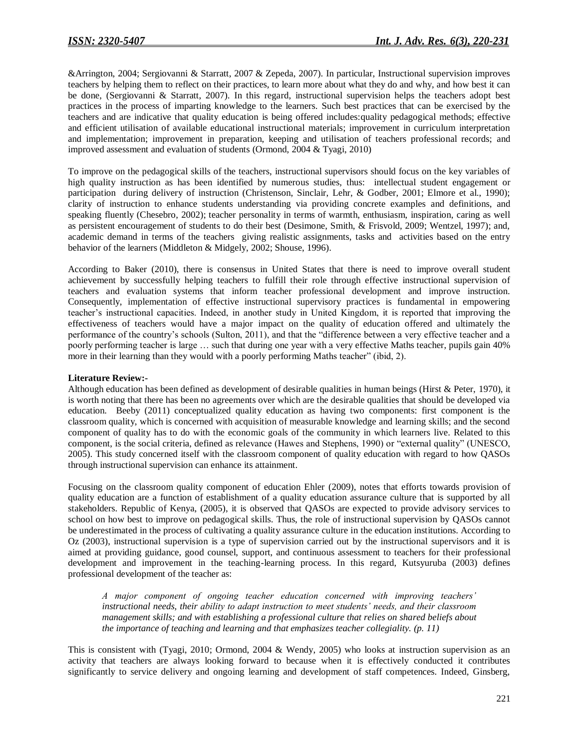&Arrington, 2004; Sergiovanni & Starratt, 2007 & Zepeda, 2007). In particular, Instructional supervision improves teachers by helping them to reflect on their practices, to learn more about what they do and why, and how best it can be done, (Sergiovanni & Starratt, 2007). In this regard, instructional supervision helps the teachers adopt best practices in the process of imparting knowledge to the learners. Such best practices that can be exercised by the teachers and are indicative that quality education is being offered includes:quality pedagogical methods; effective and efficient utilisation of available educational instructional materials; improvement in curriculum interpretation and implementation; improvement in preparation, keeping and utilisation of teachers professional records; and improved assessment and evaluation of students (Ormond, 2004 & Tyagi, 2010)

To improve on the pedagogical skills of the teachers, instructional supervisors should focus on the key variables of high quality instruction as has been identified by numerous studies, thus: intellectual student engagement or participation during delivery of instruction (Christenson, Sinclair, Lehr, & Godber, 2001; Elmore et al., 1990); clarity of instruction to enhance students understanding via providing concrete examples and definitions, and speaking fluently (Chesebro, 2002); teacher personality in terms of warmth, enthusiasm, inspiration, caring as well as persistent encouragement of students to do their best (Desimone, Smith, & Frisvold, 2009; Wentzel, 1997); and, academic demand in terms of the teachers giving realistic assignments, tasks and activities based on the entry behavior of the learners (Middleton & Midgely, 2002; Shouse, 1996).

According to Baker (2010), there is consensus in United States that there is need to improve overall student achievement by successfully helping teachers to fulfill their role through effective instructional supervision of teachers and evaluation systems that inform teacher professional development and improve instruction. Consequently, implementation of effective instructional supervisory practices is fundamental in empowering teacher's instructional capacities. Indeed, in another study in United Kingdom, it is reported that improving the effectiveness of teachers would have a major impact on the quality of education offered and ultimately the performance of the country's schools (Sulton, 2011), and that the "difference between a very effective teacher and a poorly performing teacher is large … such that during one year with a very effective Maths teacher, pupils gain 40% more in their learning than they would with a poorly performing Maths teacher" (ibid, 2).

**Literature Review:-**

Although education has been defined as development of desirable qualities in human beings (Hirst & Peter, 1970), it is worth noting that there has been no agreements over which are the desirable qualities that should be developed via education. Beeby (2011) conceptualized quality education as having two components: first component is the classroom quality, which is concerned with acquisition of measurable knowledge and learning skills; and the second component of quality has to do with the economic goals of the community in which learners live. Related to this component, is the social criteria, defined as relevance (Hawes and Stephens, 1990) or "external quality" (UNESCO, 2005). This study concerned itself with the classroom component of quality education with regard to how QASOs through instructional supervision can enhance its attainment.

Focusing on the classroom quality component of education Ehler (2009), notes that efforts towards provision of quality education are a function of establishment of a quality education assurance culture that is supported by all stakeholders. Republic of Kenya, (2005), it is observed that QASOs are expected to provide advisory services to school on how best to improve on pedagogical skills. Thus, the role of instructional supervision by QASOs cannot be underestimated in the process of cultivating a quality assurance culture in the education institutions. According to Oz (2003), instructional supervision is a type of supervision carried out by the instructional supervisors and it is aimed at providing guidance, good counsel, support, and continuous assessment to teachers for their professional development and improvement in the teaching-learning process. In this regard, Kutsyuruba (2003) defines professional development of the teacher as:

> *A major component of ongoing teacher education concerned with improving teachers' instructional needs, their ability to adapt instruction to meet students' needs, and their classroom management skills; and with establishing a professional culture that relies on shared beliefs about the importance of teaching and learning and that emphasizes teacher collegiality. (p. 11)*

This is consistent with (Tyagi, 2010; Ormond, 2004 & Wendy, 2005) who looks at instruction supervision as an activity that teachers are always looking forward to because when it is effectively conducted it contributes significantly to service delivery and ongoing learning and development of staff competences. Indeed, Ginsberg,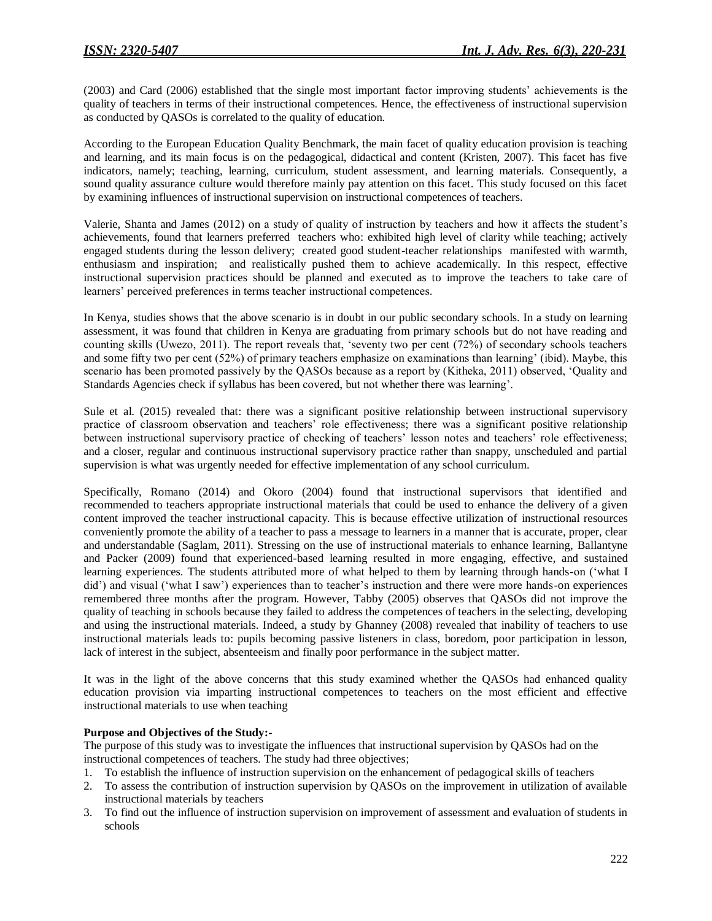(2003) and Card (2006) established that the single most important factor improving students' achievements is the quality of teachers in terms of their instructional competences. Hence, the effectiveness of instructional supervision as conducted by QASOs is correlated to the quality of education.

According to the European Education Quality Benchmark, the main facet of quality education provision is teaching and learning, and its main focus is on the pedagogical, didactical and content (Kristen, 2007). This facet has five indicators, namely; teaching, learning, curriculum, student assessment, and learning materials. Consequently, a sound quality assurance culture would therefore mainly pay attention on this facet. This study focused on this facet by examining influences of instructional supervision on instructional competences of teachers.

Valerie, Shanta and James (2012) on a study of quality of instruction by teachers and how it affects the student's achievements, found that learners preferred teachers who: exhibited high level of clarity while teaching; actively engaged students during the lesson delivery; created good student-teacher relationships manifested with warmth, enthusiasm and inspiration; and realistically pushed them to achieve academically. In this respect, effective instructional supervision practices should be planned and executed as to improve the teachers to take care of learners' perceived preferences in terms teacher instructional competences.

In Kenya, studies shows that the above scenario is in doubt in our public secondary schools. In a study on learning assessment, it was found that children in Kenya are graduating from primary schools but do not have reading and counting skills (Uwezo, 2011). The report reveals that, 'seventy two per cent (72%) of secondary schools teachers and some fifty two per cent (52%) of primary teachers emphasize on examinations than learning' (ibid). Maybe, this scenario has been promoted passively by the QASOs because as a report by (Kitheka, 2011) observed, 'Quality and Standards Agencies check if syllabus has been covered, but not whether there was learning'.

Sule et al. (2015) revealed that: there was a significant positive relationship between instructional supervisory practice of classroom observation and teachers' role effectiveness; there was a significant positive relationship between instructional supervisory practice of checking of teachers' lesson notes and teachers' role effectiveness; and a closer, regular and continuous instructional supervisory practice rather than snappy, unscheduled and partial supervision is what was urgently needed for effective implementation of any school curriculum.

Specifically, Romano (2014) and Okoro (2004) found that instructional supervisors that identified and recommended to teachers appropriate instructional materials that could be used to enhance the delivery of a given content improved the teacher instructional capacity. This is because effective utilization of instructional resources conveniently promote the ability of a teacher to pass a message to learners in a manner that is accurate, proper, clear and understandable (Saglam, 2011). Stressing on the use of instructional materials to enhance learning, Ballantyne and Packer (2009) found that experienced-based learning resulted in more engaging, effective, and sustained learning experiences. The students attributed more of what helped to them by learning through hands-on ('what I did') and visual ('what I saw') experiences than to teacher's instruction and there were more hands-on experiences remembered three months after the program. However, Tabby (2005) observes that QASOs did not improve the quality of teaching in schools because they failed to address the competences of teachers in the selecting, developing and using the instructional materials. Indeed, a study by Ghanney (2008) revealed that inability of teachers to use instructional materials leads to: pupils becoming passive listeners in class, boredom, poor participation in lesson, lack of interest in the subject, absenteeism and finally poor performance in the subject matter.

It was in the light of the above concerns that this study examined whether the QASOs had enhanced quality education provision via imparting instructional competences to teachers on the most efficient and effective instructional materials to use when teaching

**Purpose and Objectives of the Study:-**

The purpose of this study was to investigate the influences that instructional supervision by QASOs had on the instructional competences of teachers. The study had three objectives;

1. To establish the influence of instruction supervision on the enhancement of pedagogical skills of teachers
2. To assess the contribution of instruction supervision by QASOs on the improvement in utilization of available instructional materials by teachers
3. To find out the influence of instruction supervision on improvement of assessment and evaluation of students in schools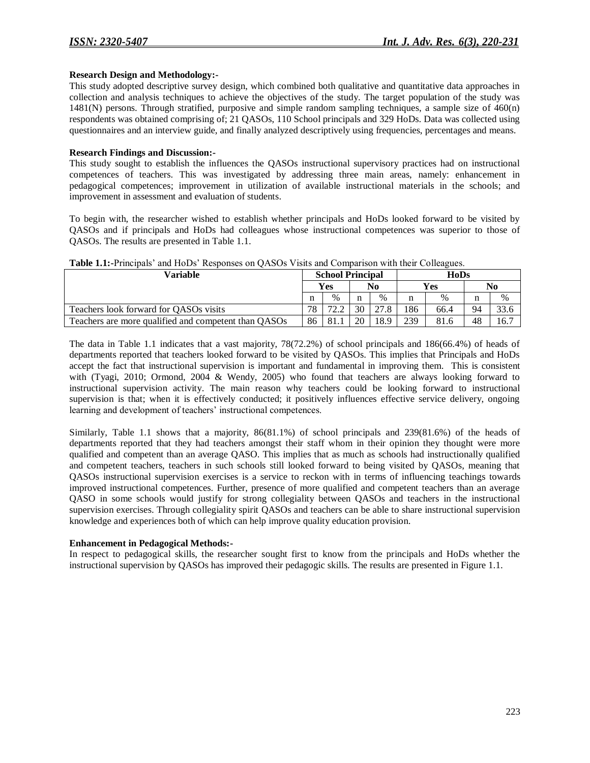**Research Design and Methodology:-**

This study adopted descriptive survey design, which combined both qualitative and quantitative data approaches in collection and analysis techniques to achieve the objectives of the study. The target population of the study was 1481(N) persons. Through stratified, purposive and simple random sampling techniques, a sample size of 460(n) respondents was obtained comprising of; 21 QASOs, 110 School principals and 329 HoDs. Data was collected using questionnaires and an interview guide, and finally analyzed descriptively using frequencies, percentages and means.

**Research Findings and Discussion:-**

This study sought to establish the influences the QASOs instructional supervisory practices had on instructional competences of teachers. This was investigated by addressing three main areas, namely: enhancement in pedagogical competences; improvement in utilization of available instructional materials in the schools; and improvement in assessment and evaluation of students.

To begin with, the researcher wished to establish whether principals and HoDs looked forward to be visited by QASOs and if principals and HoDs had colleagues whose instructional competences was superior to those of QASOs. The results are presented in Table 1.1.

**Table 1.1:**-Principals' and HoDs' Responses on QASOs Visits and Comparison with their Colleagues.

| Variable | School Principal | | | | HoDs | | | |
|---|---|---|---|---|---|---|---|---|
| | Yes | | No | | Yes | | No | |
| | n | % | n | % | n | % | n | % |
| Teachers look forward for QASOs visits | 78 | 72.2 | 30 | 27.8 | 186 | 66.4 | 94 | 33.6 |
| Teachers are more qualified and competent than QASOs | 86 | 81.1 | 20 | 18.9 | 239 | 81.6 | 48 | 16.7 |

The data in Table 1.1 indicates that a vast majority, 78(72.2%) of school principals and 186(66.4%) of heads of departments reported that teachers looked forward to be visited by QASOs. This implies that Principals and HoDs accept the fact that instructional supervision is important and fundamental in improving them. This is consistent with (Tyagi, 2010; Ormond, 2004 & Wendy, 2005) who found that teachers are always looking forward to instructional supervision activity. The main reason why teachers could be looking forward to instructional supervision is that; when it is effectively conducted; it positively influences effective service delivery, ongoing learning and development of teachers' instructional competences.

Similarly, Table 1.1 shows that a majority, 86(81.1%) of school principals and 239(81.6%) of the heads of departments reported that they had teachers amongst their staff whom in their opinion they thought were more qualified and competent than an average QASO. This implies that as much as schools had instructionally qualified and competent teachers, teachers in such schools still looked forward to being visited by QASOs, meaning that QASOs instructional supervision exercises is a service to reckon with in terms of influencing teachings towards improved instructional competences. Further, presence of more qualified and competent teachers than an average QASO in some schools would justify for strong collegiality between QASOs and teachers in the instructional supervision exercises. Through collegiality spirit QASOs and teachers can be able to share instructional supervision knowledge and experiences both of which can help improve quality education provision.

**Enhancement in Pedagogical Methods:-**

In respect to pedagogical skills, the researcher sought first to know from the principals and HoDs whether the instructional supervision by QASOs has improved their pedagogic skills. The results are presented in Figure 1.1.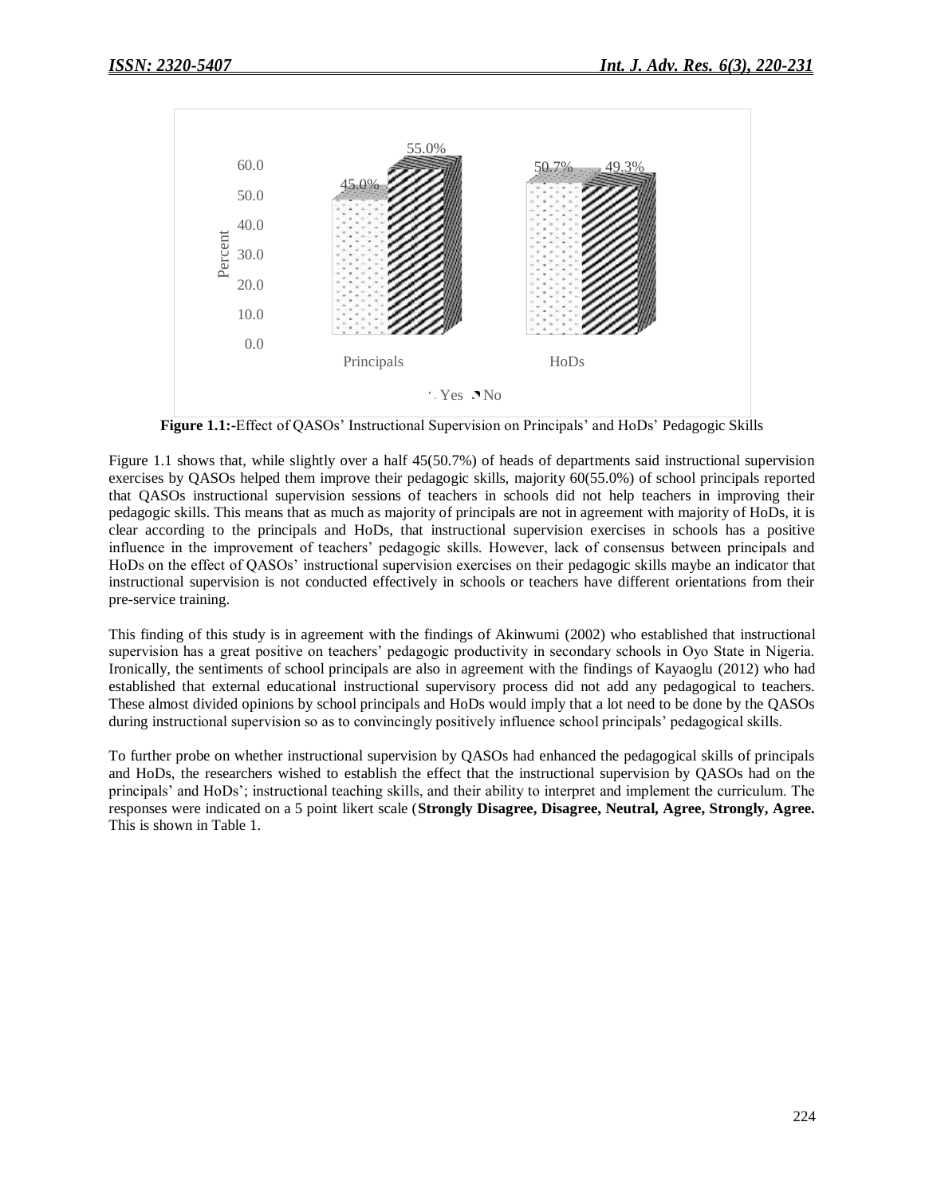**Figure 1.1:**-Effect of QASOs' Instructional Supervision on Principals' and HoDs' Pedagogic Skills

Figure 1.1 shows that, while slightly over a half 45(50.7%) of heads of departments said instructional supervision exercises by QASOs helped them improve their pedagogic skills, majority 60(55.0%) of school principals reported that QASOs instructional supervision sessions of teachers in schools did not help teachers in improving their pedagogic skills. This means that as much as majority of principals are not in agreement with majority of HoDs, it is clear according to the principals and HoDs, that instructional supervision exercises in schools has a positive influence in the improvement of teachers' pedagogic skills. However, lack of consensus between principals and HoDs on the effect of QASOs' instructional supervision exercises on their pedagogic skills maybe an indicator that instructional supervision is not conducted effectively in schools or teachers have different orientations from their pre-service training.

This finding of this study is in agreement with the findings of Akinwumi (2002) who established that instructional supervision has a great positive on teachers' pedagogic productivity in secondary schools in Oyo State in Nigeria. Ironically, the sentiments of school principals are also in agreement with the findings of Kayaoglu (2012) who had established that external educational instructional supervisory process did not add any pedagogical to teachers. These almost divided opinions by school principals and HoDs would imply that a lot need to be done by the QASOs during instructional supervision so as to convincingly positively influence school principals' pedagogical skills.

To further probe on whether instructional supervision by QASOs had enhanced the pedagogical skills of principals and HoDs, the researchers wished to establish the effect that the instructional supervision by QASOs had on the principals' and HoDs'; instructional teaching skills, and their ability to interpret and implement the curriculum. The responses were indicated on a 5 point likert scale (**Strongly Disagree, Disagree, Neutral, Agree, Strongly, Agree.** This is shown in Table 1.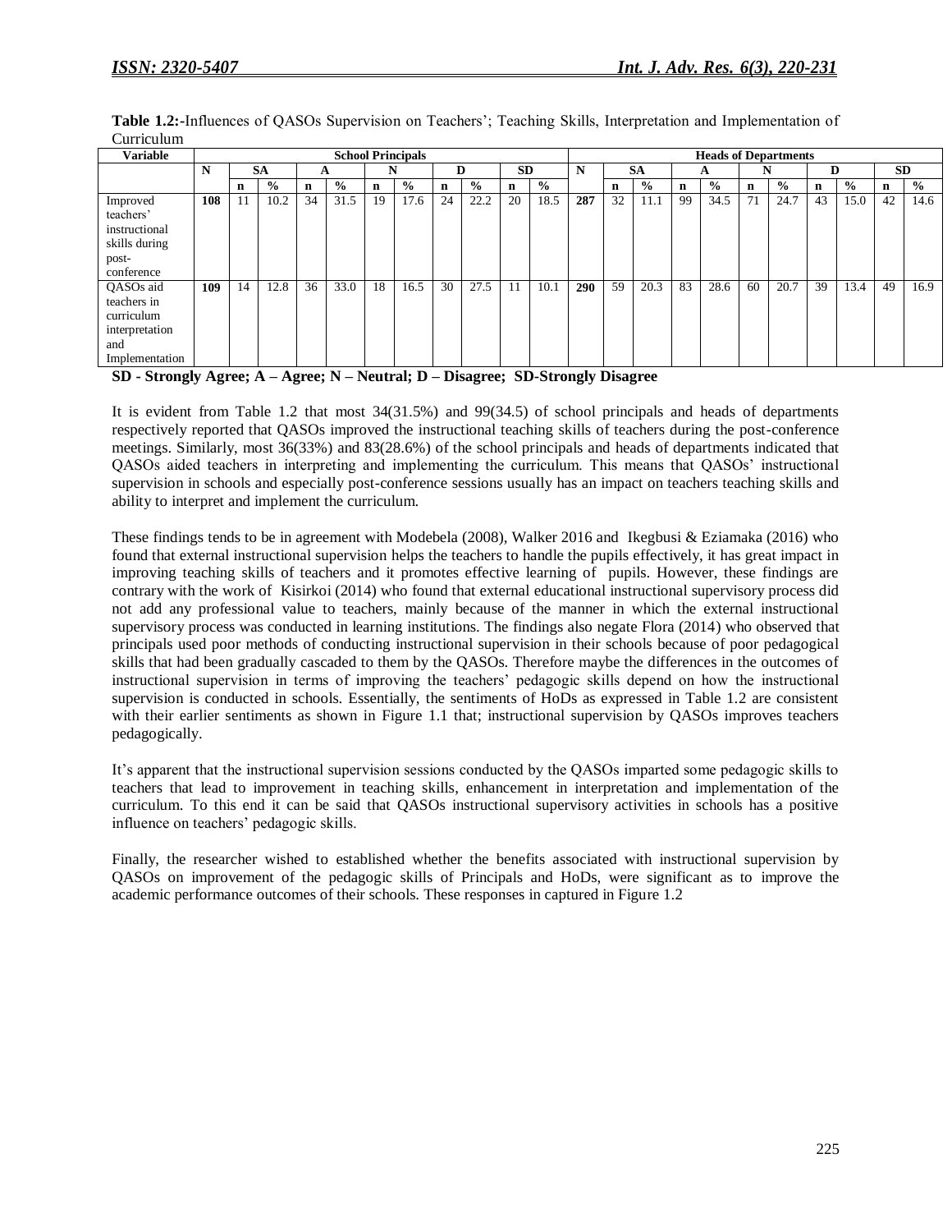**Table 1.2:-**Influences of QASOs Supervision on Teachers'; Teaching Skills, Interpretation and Implementation of Curriculum

| Variable | School Principals | | | | | | | | | | | Heads of Departments | | | | | | | | | | |
|---|---|---|---|---|---|---|---|---|---|---|---|---|---|---|---|---|---|---|---|---|---|---|
| | N | SA | | A | | N | | D | | SD | | N | SA | | A | | N | | D | | SD | |
| | | n | % | n | % | n | % | n | % | n | % | | n | % | n | % | n | % | n | % | n | % |
| Improved teachers' instructional skills during post-conference | **108** | 11 | 10.2 | 34 | 31.5 | 19 | 17.6 | 24 | 22.2 | 20 | 18.5 | **287** | 32 | 11.1 | 99 | 34.5 | 71 | 24.7 | 43 | 15.0 | 42 | 14.6 |
| QASOs aid teachers in curriculum interpretation and Implementation | **109** | 14 | 12.8 | 36 | 33.0 | 18 | 16.5 | 30 | 27.5 | 11 | 10.1 | **290** | 59 | 20.3 | 83 | 28.6 | 60 | 20.7 | 39 | 13.4 | 49 | 16.9 |

**SD - Strongly Agree; A – Agree; N – Neutral; D – Disagree; SD-Strongly Disagree**

It is evident from Table 1.2 that most 34(31.5%) and 99(34.5) of school principals and heads of departments respectively reported that QASOs improved the instructional teaching skills of teachers during the post-conference meetings. Similarly, most 36(33%) and 83(28.6%) of the school principals and heads of departments indicated that QASOs aided teachers in interpreting and implementing the curriculum. This means that QASOs' instructional supervision in schools and especially post-conference sessions usually has an impact on teachers teaching skills and ability to interpret and implement the curriculum.

These findings tends to be in agreement with Modebela (2008), Walker 2016 and Ikegbusi & Eziamaka (2016) who found that external instructional supervision helps the teachers to handle the pupils effectively, it has great impact in improving teaching skills of teachers and it promotes effective learning of pupils. However, these findings are contrary with the work of Kisirkoi (2014) who found that external educational instructional supervisory process did not add any professional value to teachers, mainly because of the manner in which the external instructional supervisory process was conducted in learning institutions. The findings also negate Flora (2014) who observed that principals used poor methods of conducting instructional supervision in their schools because of poor pedagogical skills that had been gradually cascaded to them by the QASOs. Therefore maybe the differences in the outcomes of instructional supervision in terms of improving the teachers' pedagogic skills depend on how the instructional supervision is conducted in schools. Essentially, the sentiments of HoDs as expressed in Table 1.2 are consistent with their earlier sentiments as shown in Figure 1.1 that; instructional supervision by QASOs improves teachers pedagogically.

It's apparent that the instructional supervision sessions conducted by the QASOs imparted some pedagogic skills to teachers that lead to improvement in teaching skills, enhancement in interpretation and implementation of the curriculum. To this end it can be said that QASOs instructional supervisory activities in schools has a positive influence on teachers' pedagogic skills.

Finally, the researcher wished to established whether the benefits associated with instructional supervision by QASOs on improvement of the pedagogic skills of Principals and HoDs, were significant as to improve the academic performance outcomes of their schools. These responses in captured in Figure 1.2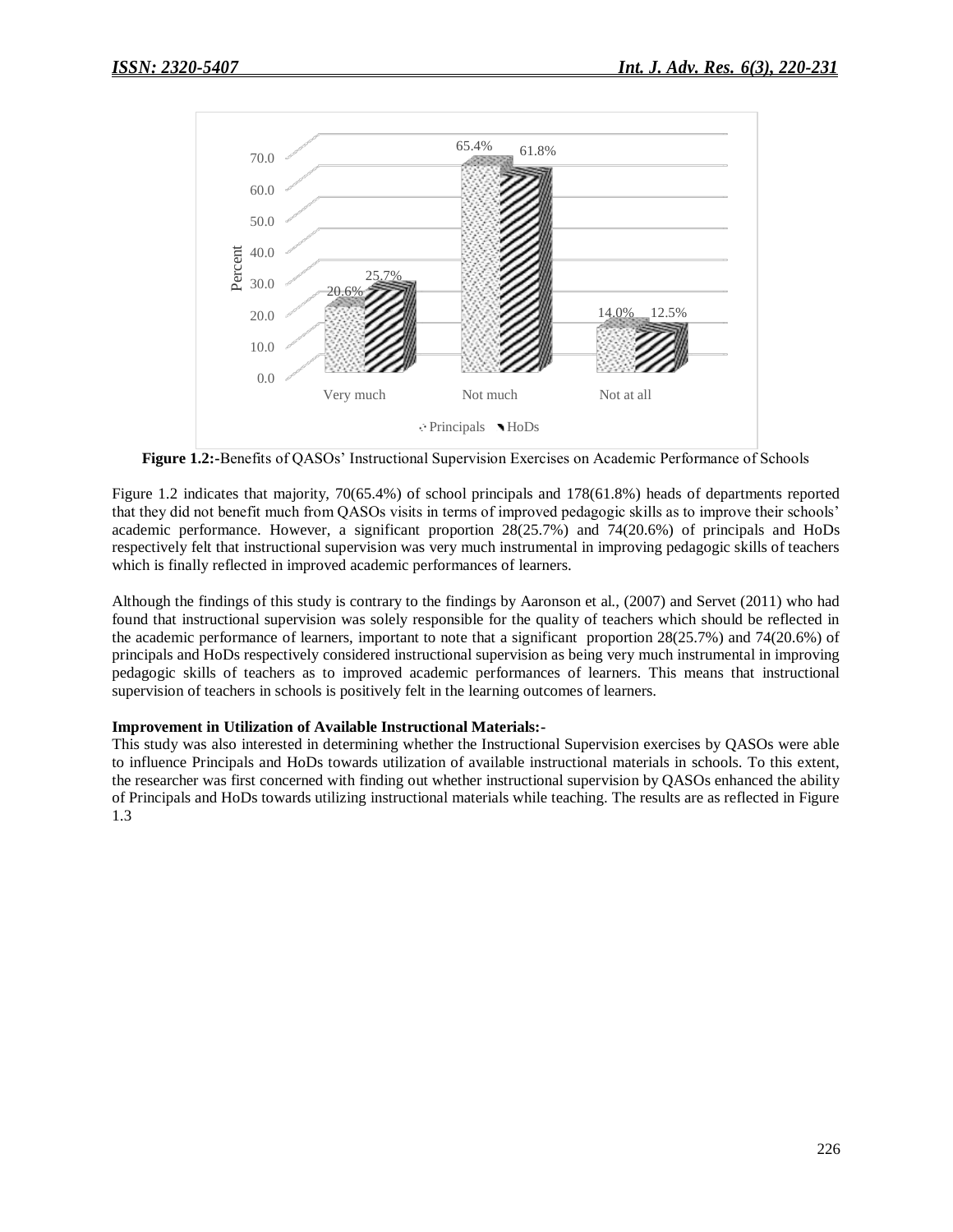**Figure 1.2:**-Benefits of QASOs' Instructional Supervision Exercises on Academic Performance of Schools

Figure 1.2 indicates that majority, 70(65.4%) of school principals and 178(61.8%) heads of departments reported that they did not benefit much from QASOs visits in terms of improved pedagogic skills as to improve their schools' academic performance. However, a significant proportion 28(25.7%) and 74(20.6%) of principals and HoDs respectively felt that instructional supervision was very much instrumental in improving pedagogic skills of teachers which is finally reflected in improved academic performances of learners.

Although the findings of this study is contrary to the findings by Aaronson et al., (2007) and Servet (2011) who had found that instructional supervision was solely responsible for the quality of teachers which should be reflected in the academic performance of learners, important to note that a significant proportion 28(25.7%) and 74(20.6%) of principals and HoDs respectively considered instructional supervision as being very much instrumental in improving pedagogic skills of teachers as to improved academic performances of learners. This means that instructional supervision of teachers in schools is positively felt in the learning outcomes of learners.

**Improvement in Utilization of Available Instructional Materials:-**

This study was also interested in determining whether the Instructional Supervision exercises by QASOs were able to influence Principals and HoDs towards utilization of available instructional materials in schools. To this extent, the researcher was first concerned with finding out whether instructional supervision by QASOs enhanced the ability of Principals and HoDs towards utilizing instructional materials while teaching. The results are as reflected in Figure 1.3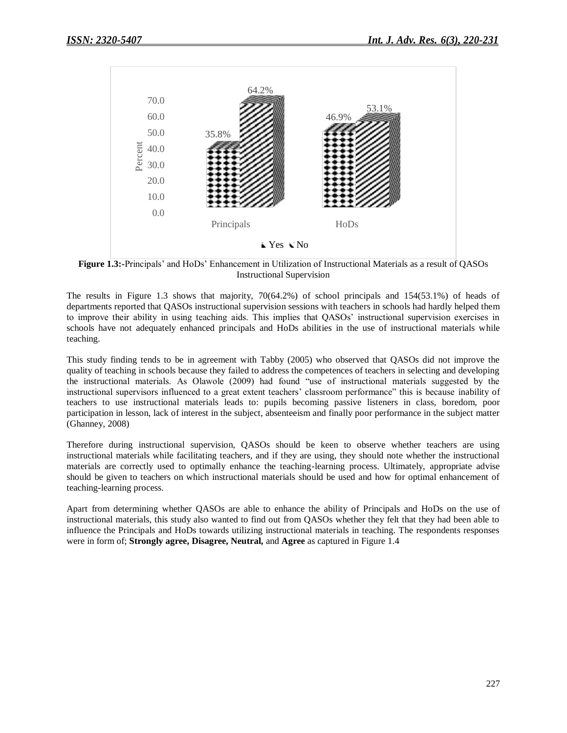**Figure 1.3:-**Principals' and HoDs' Enhancement in Utilization of Instructional Materials as a result of QASOs Instructional Supervision

The results in Figure 1.3 shows that majority, 70(64.2%) of school principals and 154(53.1%) of heads of departments reported that QASOs instructional supervision sessions with teachers in schools had hardly helped them to improve their ability in using teaching aids. This implies that QASOs' instructional supervision exercises in schools have not adequately enhanced principals and HoDs abilities in the use of instructional materials while teaching.

This study finding tends to be in agreement with Tabby (2005) who observed that QASOs did not improve the quality of teaching in schools because they failed to address the competences of teachers in selecting and developing the instructional materials. As Olawole (2009) had found "use of instructional materials suggested by the instructional supervisors influenced to a great extent teachers' classroom performance" this is because inability of teachers to use instructional materials leads to: pupils becoming passive listeners in class, boredom, poor participation in lesson, lack of interest in the subject, absenteeism and finally poor performance in the subject matter (Ghanney, 2008)

Therefore during instructional supervision, QASOs should be keen to observe whether teachers are using instructional materials while facilitating teachers, and if they are using, they should note whether the instructional materials are correctly used to optimally enhance the teaching-learning process. Ultimately, appropriate advise should be given to teachers on which instructional materials should be used and how for optimal enhancement of teaching-learning process.

Apart from determining whether QASOs are able to enhance the ability of Principals and HoDs on the use of instructional materials, this study also wanted to find out from QASOs whether they felt that they had been able to influence the Principals and HoDs towards utilizing instructional materials in teaching. The respondents responses were in form of; **Strongly agree, Disagree, Neutral,** and **Agree** as captured in Figure 1.4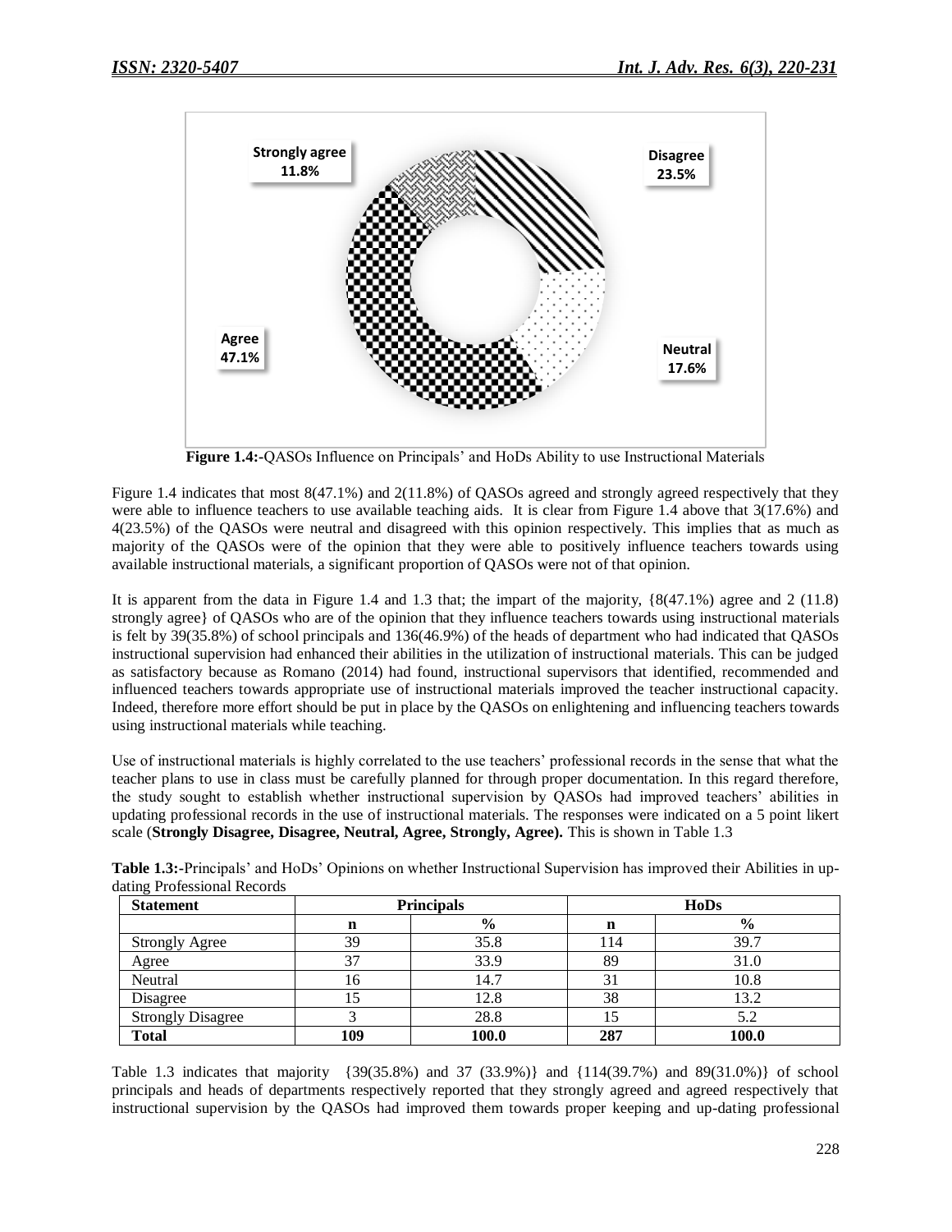Strongly agree 11.8%

Disagree 23.5%

Agree 47.1%

Neutral 17.6%

**Figure 1.4:-**QASOs Influence on Principals' and HoDs Ability to use Instructional Materials

Figure 1.4 indicates that most 8(47.1%) and 2(11.8%) of QASOs agreed and strongly agreed respectively that they were able to influence teachers to use available teaching aids. It is clear from Figure 1.4 above that 3(17.6%) and 4(23.5%) of the QASOs were neutral and disagreed with this opinion respectively. This implies that as much as majority of the QASOs were of the opinion that they were able to positively influence teachers towards using available instructional materials, a significant proportion of QASOs were not of that opinion.

It is apparent from the data in Figure 1.4 and 1.3 that; the impart of the majority, {8(47.1%) agree and 2 (11.8) strongly agree} of QASOs who are of the opinion that they influence teachers towards using instructional materials is felt by 39(35.8%) of school principals and 136(46.9%) of the heads of department who had indicated that QASOs instructional supervision had enhanced their abilities in the utilization of instructional materials. This can be judged as satisfactory because as Romano (2014) had found, instructional supervisors that identified, recommended and influenced teachers towards appropriate use of instructional materials improved the teacher instructional capacity. Indeed, therefore more effort should be put in place by the QASOs on enlightening and influencing teachers towards using instructional materials while teaching.

Use of instructional materials is highly correlated to the use teachers' professional records in the sense that what the teacher plans to use in class must be carefully planned for through proper documentation. In this regard therefore, the study sought to establish whether instructional supervision by QASOs had improved teachers' abilities in updating professional records in the use of instructional materials. The responses were indicated on a 5 point likert scale (**Strongly Disagree, Disagree, Neutral, Agree, Strongly, Agree).** This is shown in Table 1.3

**Table 1.3:-**Principals' and HoDs' Opinions on whether Instructional Supervision has improved their Abilities in up-dating Professional Records

| Statement | Principals | | HoDs | |
|---|---|---|---|---|
| | n | % | n | % |
| Strongly Agree | 39 | 35.8 | 114 | 39.7 |
| Agree | 37 | 33.9 | 89 | 31.0 |
| Neutral | 16 | 14.7 | 31 | 10.8 |
| Disagree | 15 | 12.8 | 38 | 13.2 |
| Strongly Disagree | 3 | 28.8 | 15 | 5.2 |
| **Total** | **109** | **100.0** | **287** | **100.0** |

Table 1.3 indicates that majority {39(35.8%) and 37 (33.9%)} and {114(39.7%) and 89(31.0%)} of school principals and heads of departments respectively reported that they strongly agreed and agreed respectively that instructional supervision by the QASOs had improved them towards proper keeping and up-dating professional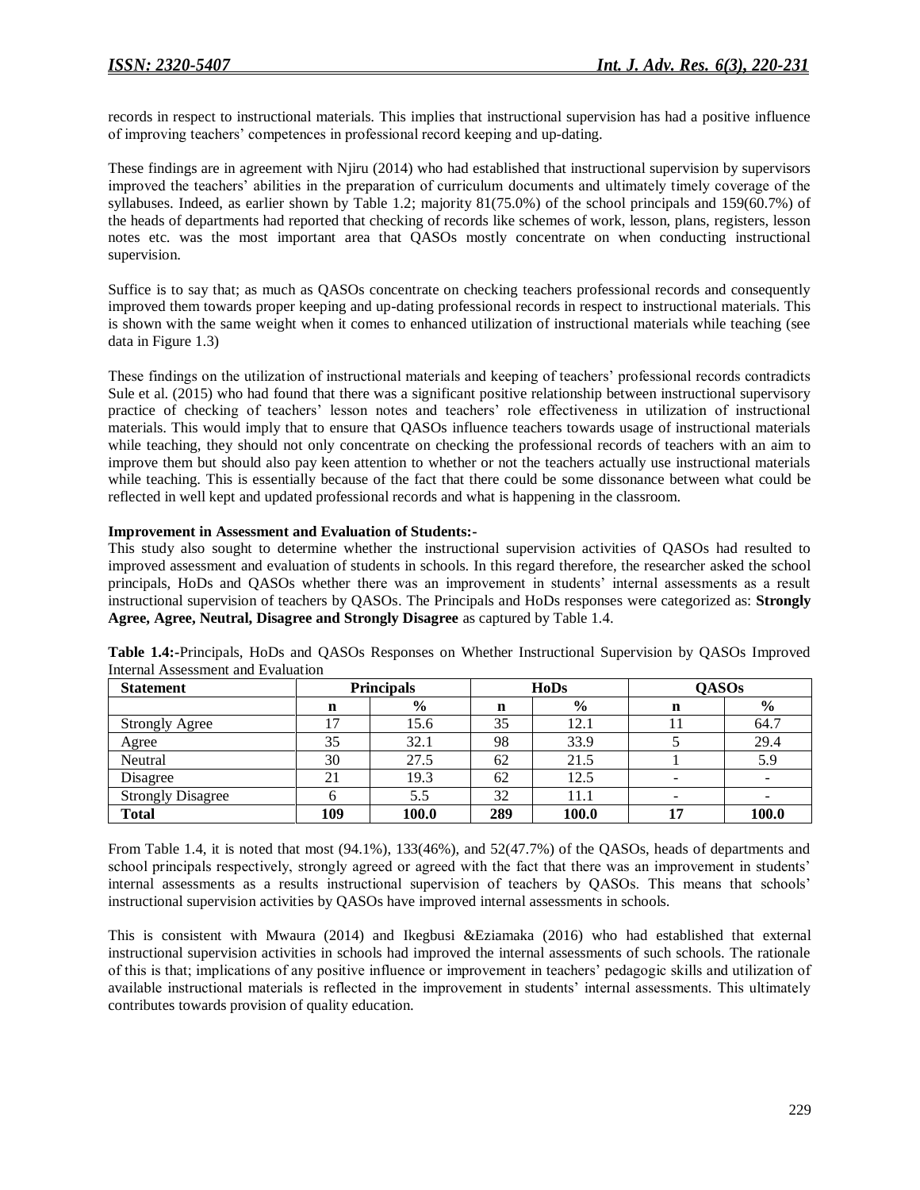records in respect to instructional materials. This implies that instructional supervision has had a positive influence of improving teachers' competences in professional record keeping and up-dating.

These findings are in agreement with Njiru (2014) who had established that instructional supervision by supervisors improved the teachers' abilities in the preparation of curriculum documents and ultimately timely coverage of the syllabuses. Indeed, as earlier shown by Table 1.2; majority 81(75.0%) of the school principals and 159(60.7%) of the heads of departments had reported that checking of records like schemes of work, lesson, plans, registers, lesson notes etc. was the most important area that QASOs mostly concentrate on when conducting instructional supervision.

Suffice is to say that; as much as QASOs concentrate on checking teachers professional records and consequently improved them towards proper keeping and up-dating professional records in respect to instructional materials. This is shown with the same weight when it comes to enhanced utilization of instructional materials while teaching (see data in Figure 1.3)

These findings on the utilization of instructional materials and keeping of teachers' professional records contradicts Sule et al. (2015) who had found that there was a significant positive relationship between instructional supervisory practice of checking of teachers' lesson notes and teachers' role effectiveness in utilization of instructional materials. This would imply that to ensure that QASOs influence teachers towards usage of instructional materials while teaching, they should not only concentrate on checking the professional records of teachers with an aim to improve them but should also pay keen attention to whether or not the teachers actually use instructional materials while teaching. This is essentially because of the fact that there could be some dissonance between what could be reflected in well kept and updated professional records and what is happening in the classroom.

**Improvement in Assessment and Evaluation of Students:-**

This study also sought to determine whether the instructional supervision activities of QASOs had resulted to improved assessment and evaluation of students in schools. In this regard therefore, the researcher asked the school principals, HoDs and QASOs whether there was an improvement in students' internal assessments as a result instructional supervision of teachers by QASOs. The Principals and HoDs responses were categorized as: **Strongly Agree, Agree, Neutral, Disagree and Strongly Disagree** as captured by Table 1.4.

**Table 1.4:**-Principals, HoDs and QASOs Responses on Whether Instructional Supervision by QASOs Improved Internal Assessment and Evaluation

| Statement | Principals | | HoDs | | QASOs | |
|---|---|---|---|---|---|---|
| | n | % | n | % | n | % |
| Strongly Agree | 17 | 15.6 | 35 | 12.1 | 11 | 64.7 |
| Agree | 35 | 32.1 | 98 | 33.9 | 5 | 29.4 |
| Neutral | 30 | 27.5 | 62 | 21.5 | 1 | 5.9 |
| Disagree | 21 | 19.3 | 62 | 12.5 | - | - |
| Strongly Disagree | 6 | 5.5 | 32 | 11.1 | - | - |
| **Total** | **109** | **100.0** | **289** | **100.0** | **17** | **100.0** |

From Table 1.4, it is noted that most (94.1%), 133(46%), and 52(47.7%) of the QASOs, heads of departments and school principals respectively, strongly agreed or agreed with the fact that there was an improvement in students' internal assessments as a results instructional supervision of teachers by QASOs. This means that schools' instructional supervision activities by QASOs have improved internal assessments in schools.

This is consistent with Mwaura (2014) and Ikegbusi &Eziamaka (2016) who had established that external instructional supervision activities in schools had improved the internal assessments of such schools. The rationale of this is that; implications of any positive influence or improvement in teachers' pedagogic skills and utilization of available instructional materials is reflected in the improvement in students' internal assessments. This ultimately contributes towards provision of quality education.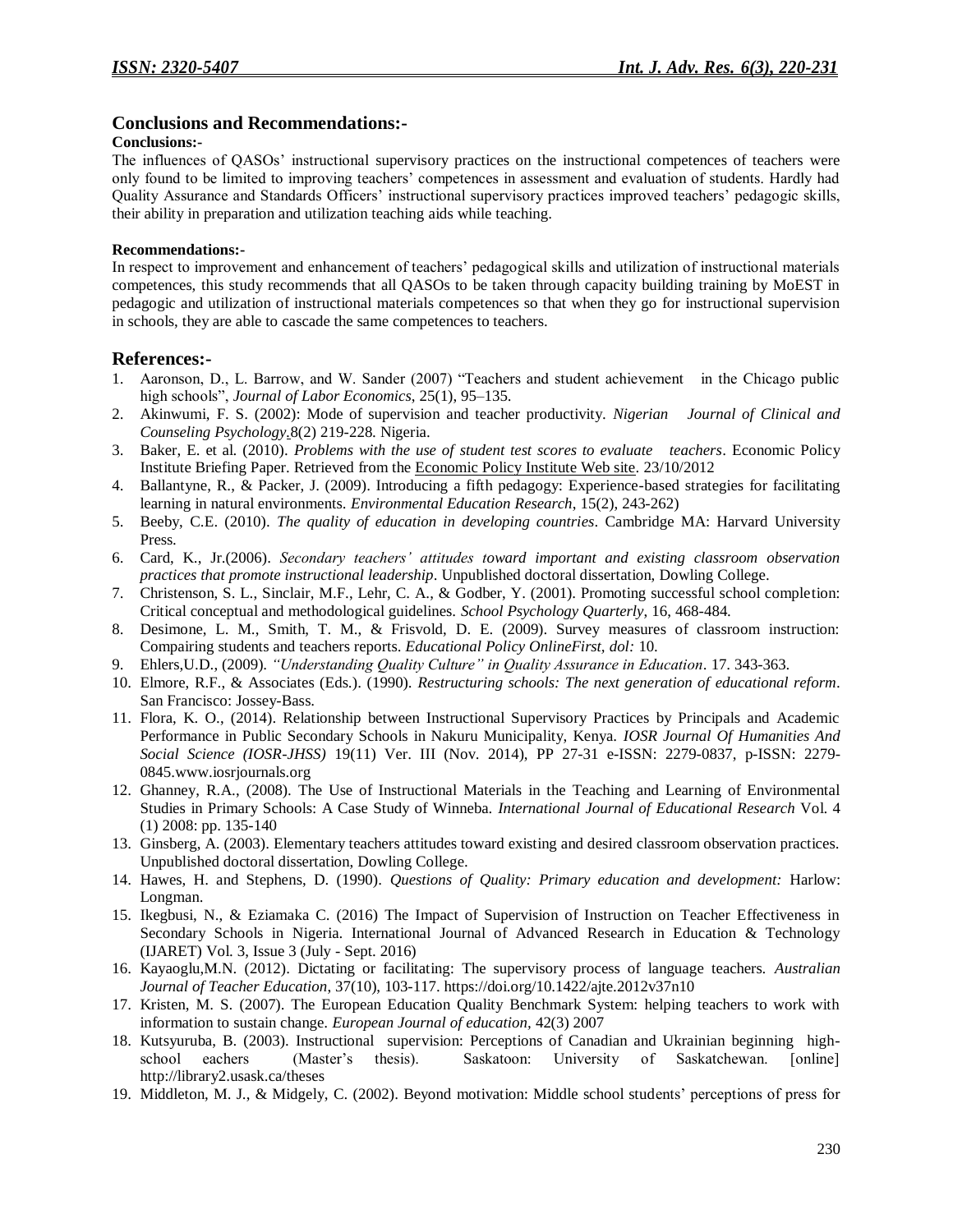## Conclusions and Recommendations:-

### Conclusions:-

The influences of QASOs' instructional supervisory practices on the instructional competences of teachers were only found to be limited to improving teachers' competences in assessment and evaluation of students. Hardly had Quality Assurance and Standards Officers' instructional supervisory practices improved teachers' pedagogic skills, their ability in preparation and utilization teaching aids while teaching.

### Recommendations:-

In respect to improvement and enhancement of teachers' pedagogical skills and utilization of instructional materials competences, this study recommends that all QASOs to be taken through capacity building training by MoEST in pedagogic and utilization of instructional materials competences so that when they go for instructional supervision in schools, they are able to cascade the same competences to teachers.

## References:-

1. Aaronson, D., L. Barrow, and W. Sander (2007) "Teachers and student achievement in the Chicago public high schools", *Journal of Labor Economics*, 25(1), 95–135.
2. Akinwumi, F. S. (2002): Mode of supervision and teacher productivity. *Nigerian Journal of Clinical and Counseling Psychology*.8(2) 219-228. Nigeria.
3. Baker, E. et al. (2010). *Problems with the use of student test scores to evaluate teachers*. Economic Policy Institute Briefing Paper. Retrieved from the Economic Policy Institute Web site. 23/10/2012
4. Ballantyne, R., & Packer, J. (2009). Introducing a fifth pedagogy: Experience-based strategies for facilitating learning in natural environments. *Environmental Education Research*, 15(2), 243-262)
5. Beeby, C.E. (2010). *The quality of education in developing countries*. Cambridge MA: Harvard University Press.
6. Card, K., Jr.(2006). *Secondary teachers' attitudes toward important and existing classroom observation practices that promote instructional leadership*. Unpublished doctoral dissertation, Dowling College.
7. Christenson, S. L., Sinclair, M.F., Lehr, C. A., & Godber, Y. (2001). Promoting successful school completion: Critical conceptual and methodological guidelines. *School Psychology Quarterly*, 16, 468-484.
8. Desimone, L. M., Smith, T. M., & Frisvold, D. E. (2009). Survey measures of classroom instruction: Compairing students and teachers reports. *Educational Policy OnlineFirst, dol:* 10.
9. Ehlers,U.D., (2009). *"Understanding Quality Culture" in Quality Assurance in Education*. 17. 343-363.
10. Elmore, R.F., & Associates (Eds.). (1990). *Restructuring schools: The next generation of educational reform*. San Francisco: Jossey-Bass.
11. Flora, K. O., (2014). Relationship between Instructional Supervisory Practices by Principals and Academic Performance in Public Secondary Schools in Nakuru Municipality, Kenya. *IOSR Journal Of Humanities And Social Science (IOSR-JHSS)* 19(11) Ver. III (Nov. 2014), PP 27-31 e-ISSN: 2279-0837, p-ISSN: 2279-0845.www.iosrjournals.org
12. Ghanney, R.A., (2008). The Use of Instructional Materials in the Teaching and Learning of Environmental Studies in Primary Schools: A Case Study of Winneba. *International Journal of Educational Research* Vol. 4 (1) 2008: pp. 135-140
13. Ginsberg, A. (2003). Elementary teachers attitudes toward existing and desired classroom observation practices. Unpublished doctoral dissertation, Dowling College.
14. Hawes, H. and Stephens, D. (1990). *Questions of Quality: Primary education and development:* Harlow: Longman.
15. Ikegbusi, N., & Eziamaka C. (2016) The Impact of Supervision of Instruction on Teacher Effectiveness in Secondary Schools in Nigeria. International Journal of Advanced Research in Education & Technology (IJARET) Vol. 3, Issue 3 (July - Sept. 2016)
16. Kayaoglu,M.N. (2012). Dictating or facilitating: The supervisory process of language teachers. *Australian Journal of Teacher Education*, 37(10), 103-117. https://doi.org/10.1422/ajte.2012v37n10
17. Kristen, M. S. (2007). The European Education Quality Benchmark System: helping teachers to work with information to sustain change. *European Journal of education,* 42(3) 2007
18. Kutsyuruba, B. (2003). Instructional supervision: Perceptions of Canadian and Ukrainian beginning high-school eachers (Master's thesis). Saskatoon: University of Saskatchewan. [online] http://library2.usask.ca/theses
19. Middleton, M. J., & Midgely, C. (2002). Beyond motivation: Middle school students' perceptions of press for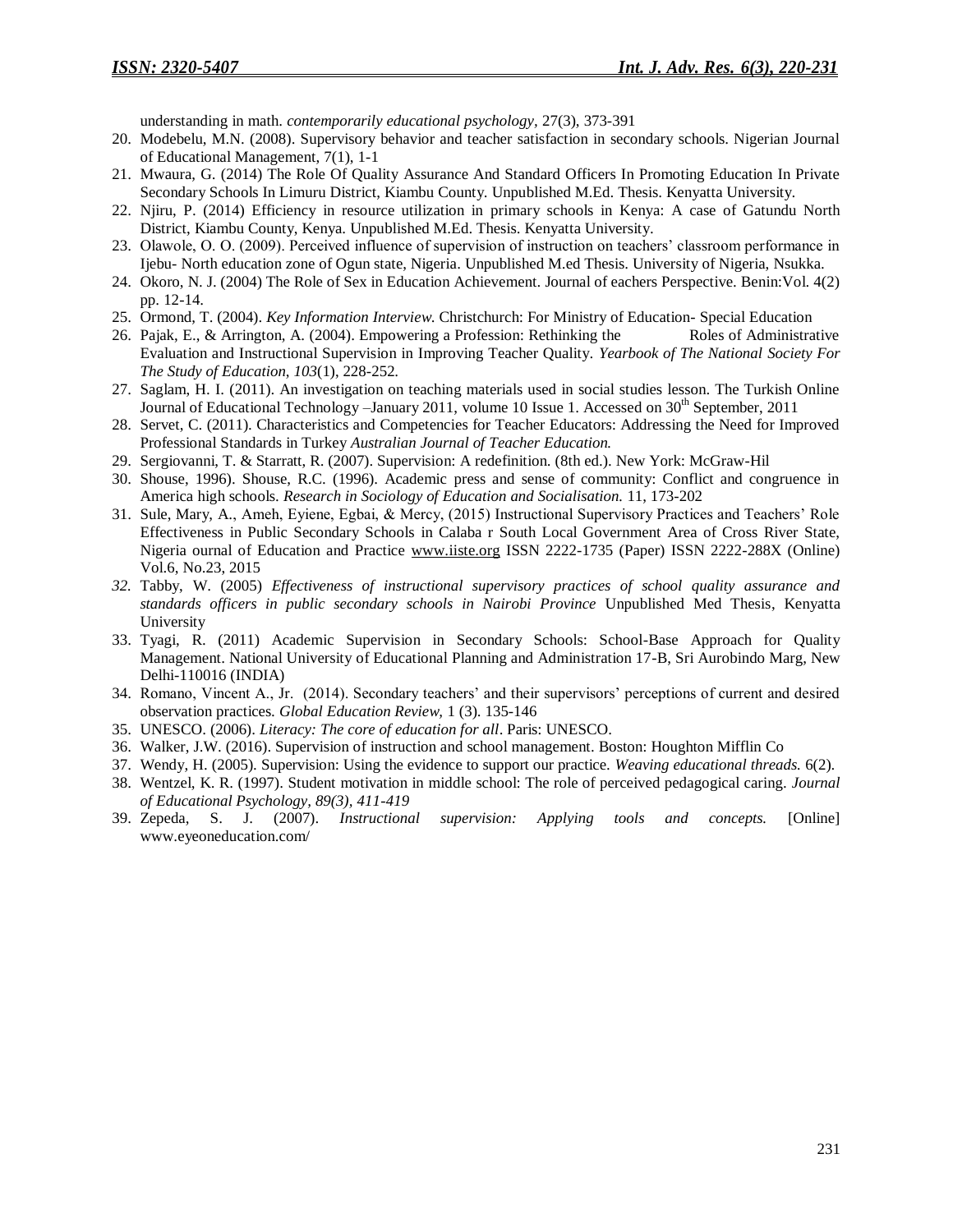understanding in math. *contemporarily educational psychology,* 27(3), 373-391

20. Modebelu, M.N. (2008). Supervisory behavior and teacher satisfaction in secondary schools. Nigerian Journal of Educational Management, 7(1), 1-1
21. Mwaura, G. (2014) The Role Of Quality Assurance And Standard Officers In Promoting Education In Private Secondary Schools In Limuru District, Kiambu County. Unpublished M.Ed. Thesis. Kenyatta University.
22. Njiru, P. (2014) Efficiency in resource utilization in primary schools in Kenya: A case of Gatundu North District, Kiambu County, Kenya. Unpublished M.Ed. Thesis. Kenyatta University.
23. Olawole, O. O. (2009). Perceived influence of supervision of instruction on teachers' classroom performance in Ijebu- North education zone of Ogun state, Nigeria. Unpublished M.ed Thesis. University of Nigeria, Nsukka.
24. Okoro, N. J. (2004) The Role of Sex in Education Achievement. Journal of eachers Perspective. Benin:Vol. 4(2) pp. 12-14.
25. Ormond, T. (2004). *Key Information Interview.* Christchurch: For Ministry of Education- Special Education
26. Pajak, E., & Arrington, A. (2004). Empowering a Profession: Rethinking the Roles of Administrative Evaluation and Instructional Supervision in Improving Teacher Quality. *Yearbook of The National Society For The Study of Education*, *103*(1), 228-252.
27. Saglam, H. I. (2011). An investigation on teaching materials used in social studies lesson. The Turkish Online Journal of Educational Technology –January 2011, volume 10 Issue 1. Accessed on 30th September, 2011
28. Servet, C. (2011). Characteristics and Competencies for Teacher Educators: Addressing the Need for Improved Professional Standards in Turkey *Australian Journal of Teacher Education.*
29. Sergiovanni, T. & Starratt, R. (2007). Supervision: A redefinition. (8th ed.). New York: McGraw-Hil
30. Shouse, 1996). Shouse, R.C. (1996). Academic press and sense of community: Conflict and congruence in America high schools. *Research in Sociology of Education and Socialisation.* 11, 173-202
31. Sule, Mary, A., Ameh, Eyiene, Egbai, & Mercy, (2015) Instructional Supervisory Practices and Teachers' Role Effectiveness in Public Secondary Schools in Calaba r South Local Government Area of Cross River State, Nigeria ournal of Education and Practice www.iiste.org ISSN 2222-1735 (Paper) ISSN 2222-288X (Online) Vol.6, No.23, 2015
32. Tabby, W. (2005) *Effectiveness of instructional supervisory practices of school quality assurance and standards officers in public secondary schools in Nairobi Province* Unpublished Med Thesis, Kenyatta University
33. Tyagi, R. (2011) Academic Supervision in Secondary Schools: School-Base Approach for Quality Management. National University of Educational Planning and Administration 17-B, Sri Aurobindo Marg, New Delhi-110016 (INDIA)
34. Romano, Vincent A., Jr. (2014). Secondary teachers' and their supervisors' perceptions of current and desired observation practices. *Global Education Review,* 1 (3). 135-146
35. UNESCO. (2006). *Literacy: The core of education for all*. Paris: UNESCO.
36. Walker, J.W. (2016). Supervision of instruction and school management. Boston: Houghton Mifflin Co
37. Wendy, H. (2005). Supervision: Using the evidence to support our practice. *Weaving educational threads.* 6(2).
38. Wentzel, K. R. (1997). Student motivation in middle school: The role of perceived pedagogical caring. *Journal of Educational Psychology, 89(3), 411-419*
39. Zepeda, S. J. (2007). *Instructional supervision: Applying tools and concepts.* [Online] www.eyeoneducation.com/